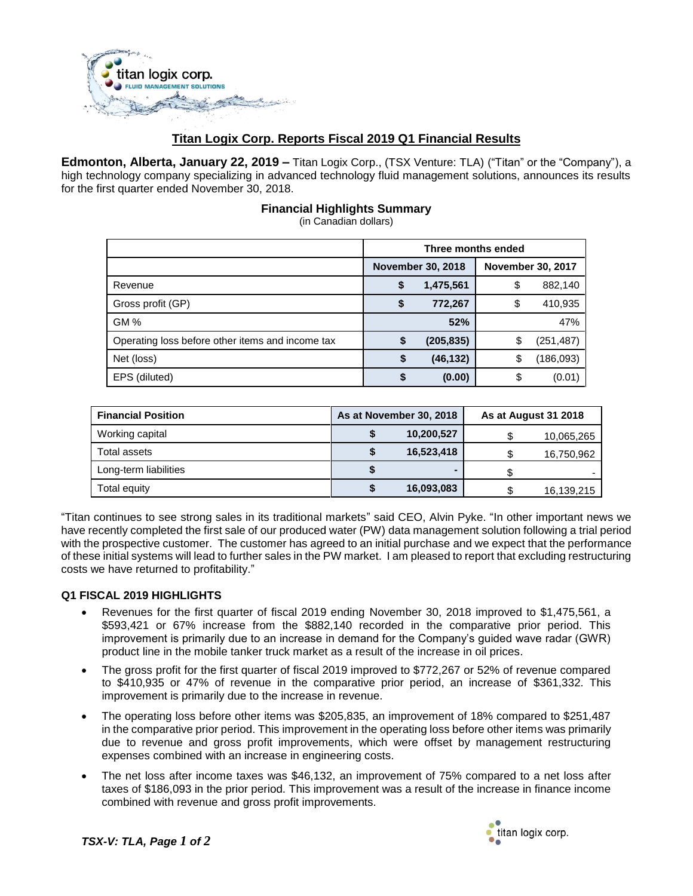# Titan Logix Corp. Reports Fiscal 2019 Q1 Financial Results

**Edmonton, Alberta, January 22, 2019 –** Titan Logix Corp., (TSX Venture: TLA) ("Titan" or the "Company"), a high technology company specializing in advanced technology fluid management solutions, announces its results for the first quarter ended November 30, 2018.

### Financial Highlights Summary

(in Canadian dollars)

| | Three months ended | |
|---|---|---|
| | **November 30, 2018** | **November 30, 2017** |
| Revenue | **$ 1,475,561** | $ 882,140 |
| Gross profit (GP) | **$ 772,267** | $ 410,935 |
| GM % | **52%** | 47% |
| Operating loss before other items and income tax | **$ (205,835)** | $ (251,487) |
| Net (loss) | **$ (46,132)** | $ (186,093) |
| EPS (diluted) | **$ (0.00)** | $ (0.01) |

| **Financial Position** | **As at November 30, 2018** | **As at August 31 2018** |
|---|---|---|
| Working capital | **$ 10,200,527** | $ 10,065,265 |
| Total assets | **$ 16,523,418** | $ 16,750,962 |
| Long-term liabilities | **$ -** | $ - |
| Total equity | **$ 16,093,083** | $ 16,139,215 |

"Titan continues to see strong sales in its traditional markets" said CEO, Alvin Pyke. "In other important news we have recently completed the first sale of our produced water (PW) data management solution following a trial period with the prospective customer. The customer has agreed to an initial purchase and we expect that the performance of these initial systems will lead to further sales in the PW market. I am pleased to report that excluding restructuring costs we have returned to profitability."

### Q1 FISCAL 2019 HIGHLIGHTS

- Revenues for the first quarter of fiscal 2019 ending November 30, 2018 improved to $1,475,561, a $593,421 or 67% increase from the $882,140 recorded in the comparative prior period. This improvement is primarily due to an increase in demand for the Company's guided wave radar (GWR) product line in the mobile tanker truck market as a result of the increase in oil prices.
- The gross profit for the first quarter of fiscal 2019 improved to $772,267 or 52% of revenue compared to $410,935 or 47% of revenue in the comparative prior period, an increase of $361,332. This improvement is primarily due to the increase in revenue.
- The operating loss before other items was $205,835, an improvement of 18% compared to $251,487 in the comparative prior period. This improvement in the operating loss before other items was primarily due to revenue and gross profit improvements, which were offset by management restructuring expenses combined with an increase in engineering costs.
- The net loss after income taxes was $46,132, an improvement of 75% compared to a net loss after taxes of $186,093 in the prior period. This improvement was a result of the increase in finance income combined with revenue and gross profit improvements.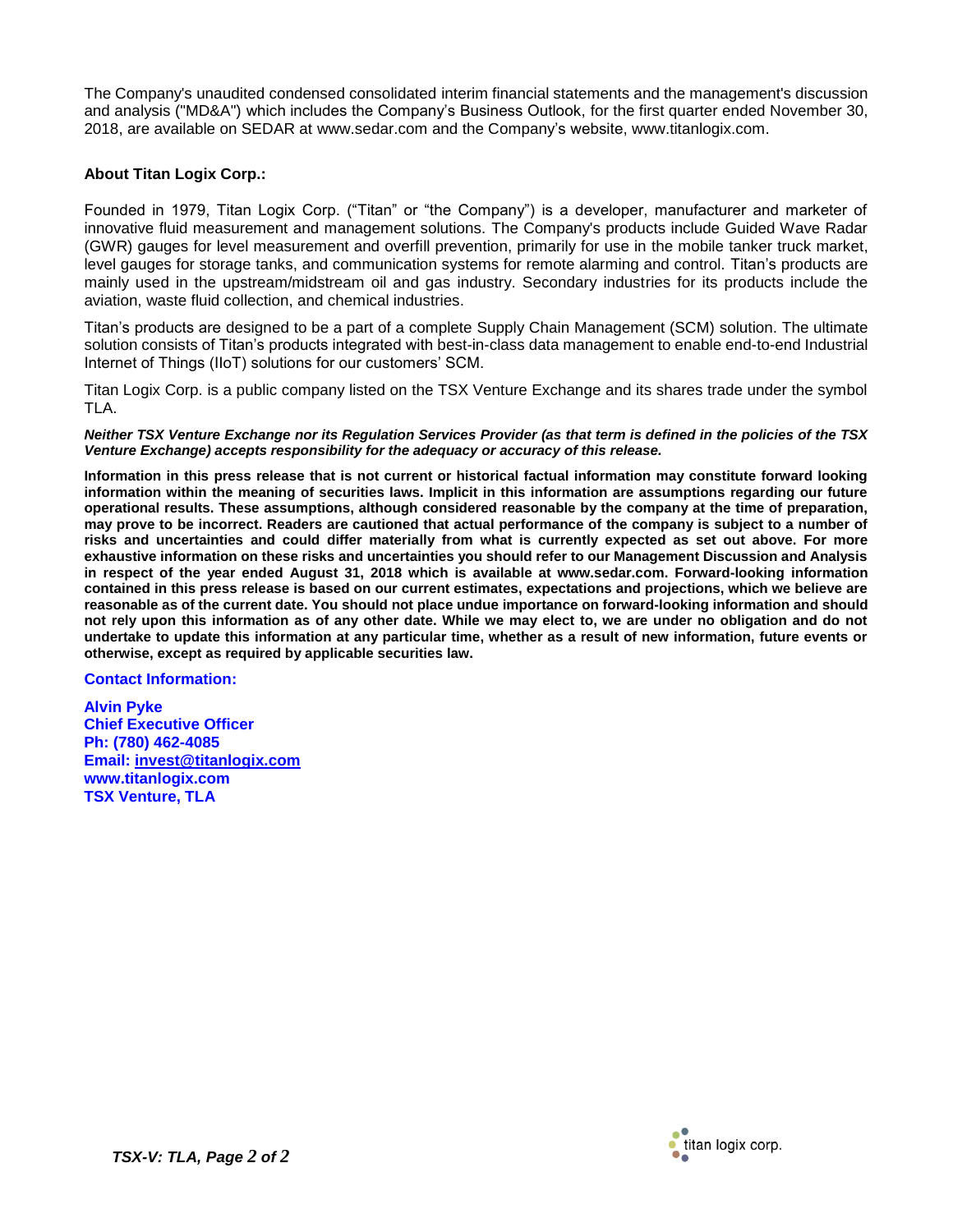The Company's unaudited condensed consolidated interim financial statements and the management's discussion and analysis ("MD&A") which includes the Company's Business Outlook, for the first quarter ended November 30, 2018, are available on SEDAR at www.sedar.com and the Company's website, www.titanlogix.com.

**About Titan Logix Corp.:**

Founded in 1979, Titan Logix Corp. ("Titan" or "the Company") is a developer, manufacturer and marketer of innovative fluid measurement and management solutions. The Company's products include Guided Wave Radar (GWR) gauges for level measurement and overfill prevention, primarily for use in the mobile tanker truck market, level gauges for storage tanks, and communication systems for remote alarming and control. Titan's products are mainly used in the upstream/midstream oil and gas industry. Secondary industries for its products include the aviation, waste fluid collection, and chemical industries.

Titan's products are designed to be a part of a complete Supply Chain Management (SCM) solution. The ultimate solution consists of Titan's products integrated with best-in-class data management to enable end-to-end Industrial Internet of Things (IIoT) solutions for our customers' SCM.

Titan Logix Corp. is a public company listed on the TSX Venture Exchange and its shares trade under the symbol TLA.

***Neither TSX Venture Exchange nor its Regulation Services Provider (as that term is defined in the policies of the TSX Venture Exchange) accepts responsibility for the adequacy or accuracy of this release.***

**Information in this press release that is not current or historical factual information may constitute forward looking information within the meaning of securities laws. Implicit in this information are assumptions regarding our future operational results. These assumptions, although considered reasonable by the company at the time of preparation, may prove to be incorrect. Readers are cautioned that actual performance of the company is subject to a number of risks and uncertainties and could differ materially from what is currently expected as set out above. For more exhaustive information on these risks and uncertainties you should refer to our Management Discussion and Analysis in respect of the year ended August 31, 2018 which is available at www.sedar.com. Forward-looking information contained in this press release is based on our current estimates, expectations and projections, which we believe are reasonable as of the current date. You should not place undue importance on forward-looking information and should not rely upon this information as of any other date. While we may elect to, we are under no obligation and do not undertake to update this information at any particular time, whether as a result of new information, future events or otherwise, except as required by applicable securities law.**

**Contact Information:**

**Alvin Pyke**
**Chief Executive Officer**
**Ph: (780) 462-4085**
**Email: invest@titanlogix.com**
**www.titanlogix.com**
**TSX Venture, TLA**